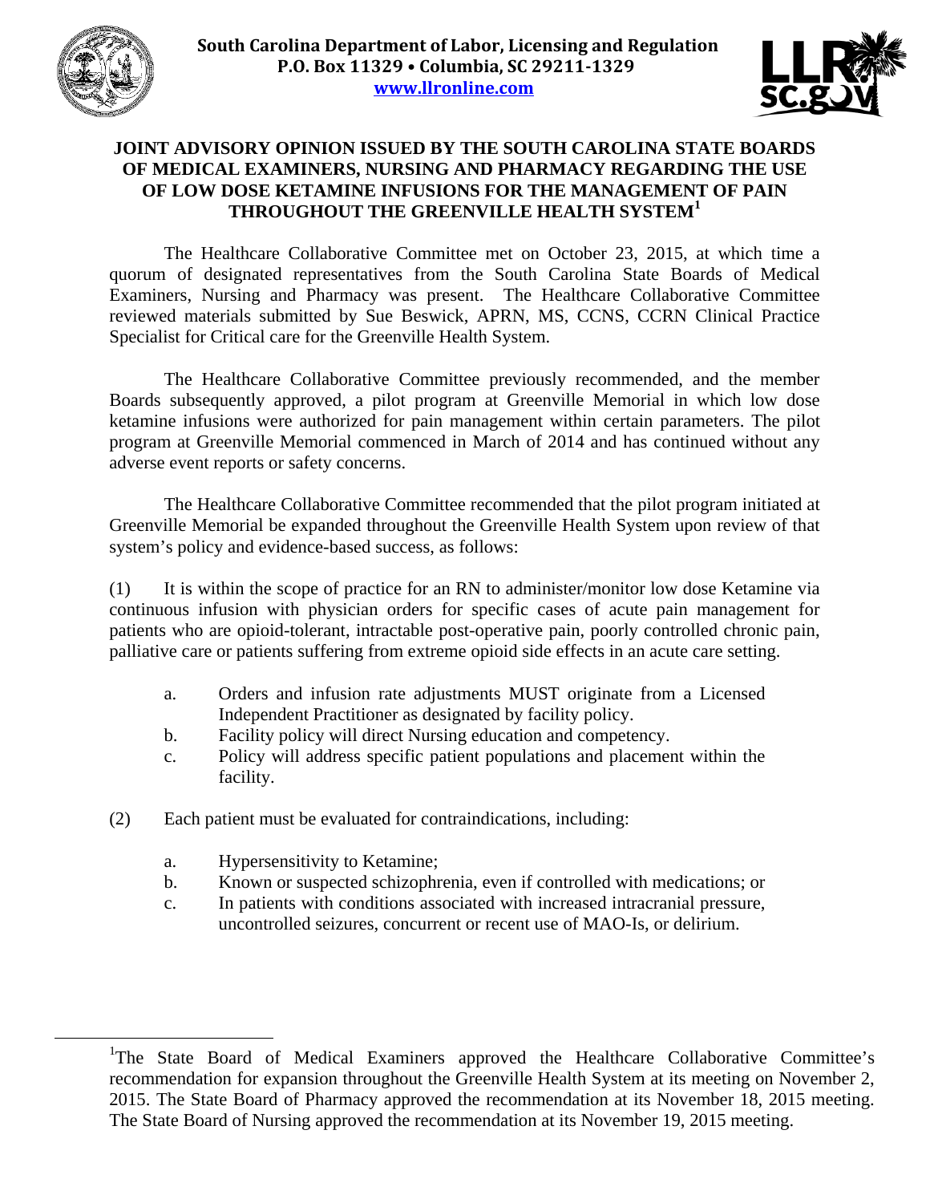**South Carolina Department of Labor, Licensing and Regulation**
**P.O. Box 11329 • Columbia, SC 29211-1329**
**www.llronline.com**

# JOINT ADVISORY OPINION ISSUED BY THE SOUTH CAROLINA STATE BOARDS OF MEDICAL EXAMINERS, NURSING AND PHARMACY REGARDING THE USE OF LOW DOSE KETAMINE INFUSIONS FOR THE MANAGEMENT OF PAIN THROUGHOUT THE GREENVILLE HEALTH SYSTEM[1]

The Healthcare Collaborative Committee met on October 23, 2015, at which time a quorum of designated representatives from the South Carolina State Boards of Medical Examiners, Nursing and Pharmacy was present. The Healthcare Collaborative Committee reviewed materials submitted by Sue Beswick, APRN, MS, CCNS, CCRN Clinical Practice Specialist for Critical care for the Greenville Health System.

The Healthcare Collaborative Committee previously recommended, and the member Boards subsequently approved, a pilot program at Greenville Memorial in which low dose ketamine infusions were authorized for pain management within certain parameters. The pilot program at Greenville Memorial commenced in March of 2014 and has continued without any adverse event reports or safety concerns.

The Healthcare Collaborative Committee recommended that the pilot program initiated at Greenville Memorial be expanded throughout the Greenville Health System upon review of that system's policy and evidence-based success, as follows:

(1) It is within the scope of practice for an RN to administer/monitor low dose Ketamine via continuous infusion with physician orders for specific cases of acute pain management for patients who are opioid-tolerant, intractable post-operative pain, poorly controlled chronic pain, palliative care or patients suffering from extreme opioid side effects in an acute care setting.

- a. Orders and infusion rate adjustments MUST originate from a Licensed Independent Practitioner as designated by facility policy.
- b. Facility policy will direct Nursing education and competency.
- c. Policy will address specific patient populations and placement within the facility.

(2) Each patient must be evaluated for contraindications, including:

- a. Hypersensitivity to Ketamine;
- b. Known or suspected schizophrenia, even if controlled with medications; or
- c. In patients with conditions associated with increased intracranial pressure, uncontrolled seizures, concurrent or recent use of MAO-Is, or delirium.

---

[1] The State Board of Medical Examiners approved the Healthcare Collaborative Committee's recommendation for expansion throughout the Greenville Health System at its meeting on November 2, 2015. The State Board of Pharmacy approved the recommendation at its November 18, 2015 meeting. The State Board of Nursing approved the recommendation at its November 19, 2015 meeting.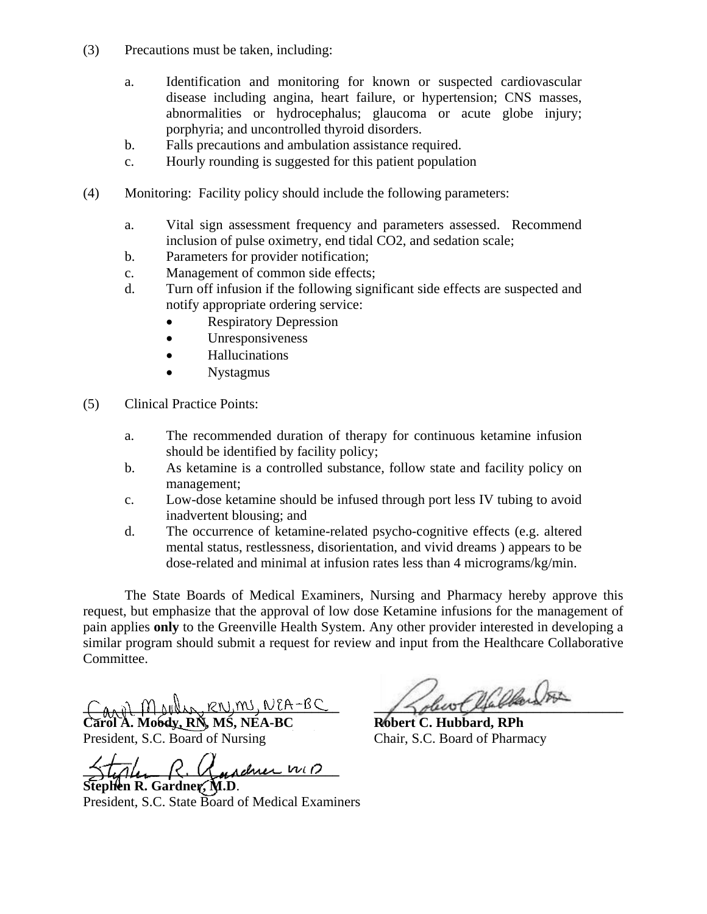(3) Precautions must be taken, including:

   a. Identification and monitoring for known or suspected cardiovascular disease including angina, heart failure, or hypertension; CNS masses, abnormalities or hydrocephalus; glaucoma or acute globe injury; porphyria; and uncontrolled thyroid disorders.
   b. Falls precautions and ambulation assistance required.
   c. Hourly rounding is suggested for this patient population

(4) Monitoring: Facility policy should include the following parameters:

   a. Vital sign assessment frequency and parameters assessed. Recommend inclusion of pulse oximetry, end tidal CO2, and sedation scale;
   b. Parameters for provider notification;
   c. Management of common side effects;
   d. Turn off infusion if the following significant side effects are suspected and notify appropriate ordering service:
      - Respiratory Depression
      - Unresponsiveness
      - Hallucinations
      - Nystagmus

(5) Clinical Practice Points:

   a. The recommended duration of therapy for continuous ketamine infusion should be identified by facility policy;
   b. As ketamine is a controlled substance, follow state and facility policy on management;
   c. Low-dose ketamine should be infused through port less IV tubing to avoid inadvertent blousing; and
   d. The occurrence of ketamine-related psycho-cognitive effects (e.g. altered mental status, restlessness, disorientation, and vivid dreams ) appears to be dose-related and minimal at infusion rates less than 4 micrograms/kg/min.

The State Boards of Medical Examiners, Nursing and Pharmacy hereby approve this request, but emphasize that the approval of low dose Ketamine infusions for the management of pain applies **only** to the Greenville Health System. Any other provider interested in developing a similar program should submit a request for review and input from the Healthcare Collaborative Committee.

**Carol A. Moody, RN, MS, NEA-BC**
President, S.C. Board of Nursing

**Robert C. Hubbard, RPh**
Chair, S.C. Board of Pharmacy

**Stephen R. Gardner, M.D**.
President, S.C. State Board of Medical Examiners